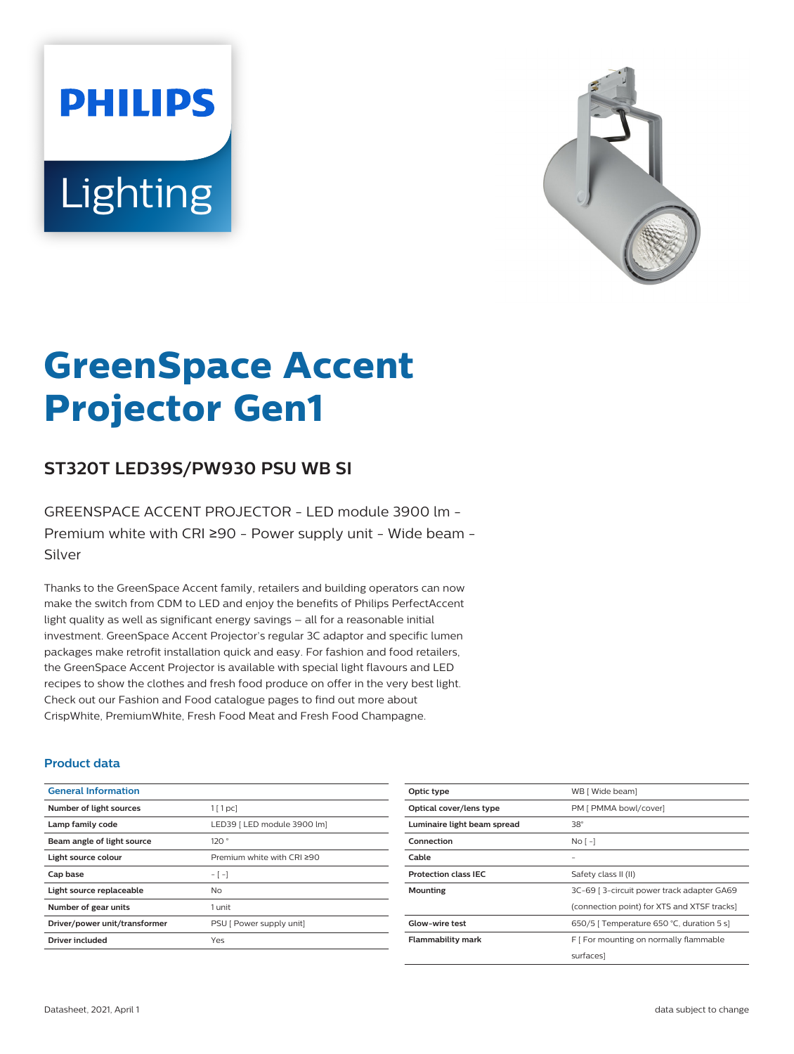# GreenSpace Accent Projector Gen1

## ST320T LED39S/PW930 PSU WB SI

GREENSPACE ACCENT PROJECTOR - LED module 3900 lm - Premium white with CRI ≥90 - Power supply unit - Wide beam - Silver

Thanks to the GreenSpace Accent family, retailers and building operators can now make the switch from CDM to LED and enjoy the benefits of Philips PerfectAccent light quality as well as significant energy savings – all for a reasonable initial investment. GreenSpace Accent Projector's regular 3C adaptor and specific lumen packages make retrofit installation quick and easy. For fashion and food retailers, the GreenSpace Accent Projector is available with special light flavours and LED recipes to show the clothes and fresh food produce on offer in the very best light. Check out our Fashion and Food catalogue pages to find out more about CrispWhite, PremiumWhite, Fresh Food Meat and Fresh Food Champagne.

### Product data

| General Information | |
|---|---|
| Number of light sources | 1 [ 1 pc] |
| Lamp family code | LED39 [ LED module 3900 lm] |
| Beam angle of light source | 120 ° |
| Light source colour | Premium white with CRI ≥90 |
| Cap base | - [ -] |
| Light source replaceable | No |
| Number of gear units | 1 unit |
| Driver/power unit/transformer | PSU [ Power supply unit] |
| Driver included | Yes |
| Optic type | WB [ Wide beam] |
| Optical cover/lens type | PM [ PMMA bowl/cover] |
| Luminaire light beam spread | 38° |
| Connection | No [ -] |
| Cable | - |
| Protection class IEC | Safety class II (II) |
| Mounting | 3C-69 [ 3-circuit power track adapter GA69 (connection point) for XTS and XTSF tracks] |
| Glow-wire test | 650/5 [ Temperature 650 °C, duration 5 s] |
| Flammability mark | F [ For mounting on normally flammable surfaces] |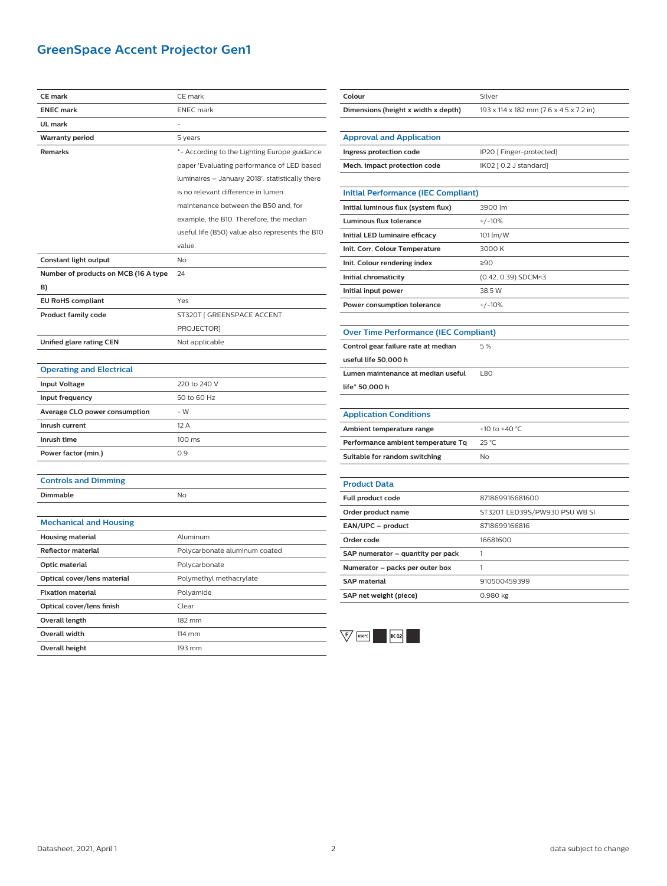# GreenSpace Accent Projector Gen1

| | |
|---|---|
| **CE mark** | CE mark |
| **ENEC mark** | ENEC mark |
| **UL mark** | - |
| **Warranty period** | 5 years |
| **Remarks** | *- According to the Lighting Europe guidance paper 'Evaluating performance of LED based luminaires – January 2018': statistically there is no relevant difference in lumen maintenance between the B50 and, for example, the B10. Therefore, the median useful life (B50) value also represents the B10 value. |
| **Constant light output** | No |
| **Number of products on MCB (16 A type B)** | 24 |
| **EU RoHS compliant** | Yes |
| **Product family code** | ST320T [ GREENSPACE ACCENT PROJECTOR] |
| **Unified glare rating CEN** | Not applicable |

## Operating and Electrical

| | |
|---|---|
| **Input Voltage** | 220 to 240 V |
| **Input frequency** | 50 to 60 Hz |
| **Average CLO power consumption** | - W |
| **Inrush current** | 12 A |
| **Inrush time** | 100 ms |
| **Power factor (min.)** | 0.9 |

## Controls and Dimming

| | |
|---|---|
| **Dimmable** | No |

## Mechanical and Housing

| | |
|---|---|
| **Housing material** | Aluminum |
| **Reflector material** | Polycarbonate aluminum coated |
| **Optic material** | Polycarbonate |
| **Optical cover/lens material** | Polymethyl methacrylate |
| **Fixation material** | Polyamide |
| **Optical cover/lens finish** | Clear |
| **Overall length** | 182 mm |
| **Overall width** | 114 mm |
| **Overall height** | 193 mm |

| | |
|---|---|
| **Colour** | Silver |
| **Dimensions (height x width x depth)** | 193 x 114 x 182 mm (7.6 x 4.5 x 7.2 in) |

## Approval and Application

| | |
|---|---|
| **Ingress protection code** | IP20 [ Finger-protected] |
| **Mech. impact protection code** | IK02 [ 0.2 J standard] |

## Initial Performance (IEC Compliant)

| | |
|---|---|
| **Initial luminous flux (system flux)** | 3900 lm |
| **Luminous flux tolerance** | +/-10% |
| **Initial LED luminaire efficacy** | 101 lm/W |
| **Init. Corr. Colour Temperature** | 3000 K |
| **Init. Colour rendering index** | ≥90 |
| **Initial chromaticity** | (0.42, 0.39) SDCM<3 |
| **Initial input power** | 38.5 W |
| **Power consumption tolerance** | +/-10% |

## Over Time Performance (IEC Compliant)

| | |
|---|---|
| **Control gear failure rate at median useful life 50,000 h** | 5 % |
| **Lumen maintenance at median useful life* 50,000 h** | L80 |

## Application Conditions

| | |
|---|---|
| **Ambient temperature range** | +10 to +40 °C |
| **Performance ambient temperature Tq** | 25 °C |
| **Suitable for random switching** | No |

## Product Data

| | |
|---|---|
| **Full product code** | 871869916681600 |
| **Order product name** | ST320T LED39S/PW930 PSU WB SI |
| **EAN/UPC – product** | 8718699166816 |
| **Order code** | 16681600 |
| **SAP numerator – quantity per pack** | 1 |
| **Numerator – packs per outer box** | 1 |
| **SAP material** | 910500459399 |
| **SAP net weight (piece)** | 0.980 kg |

F 650°C IK 02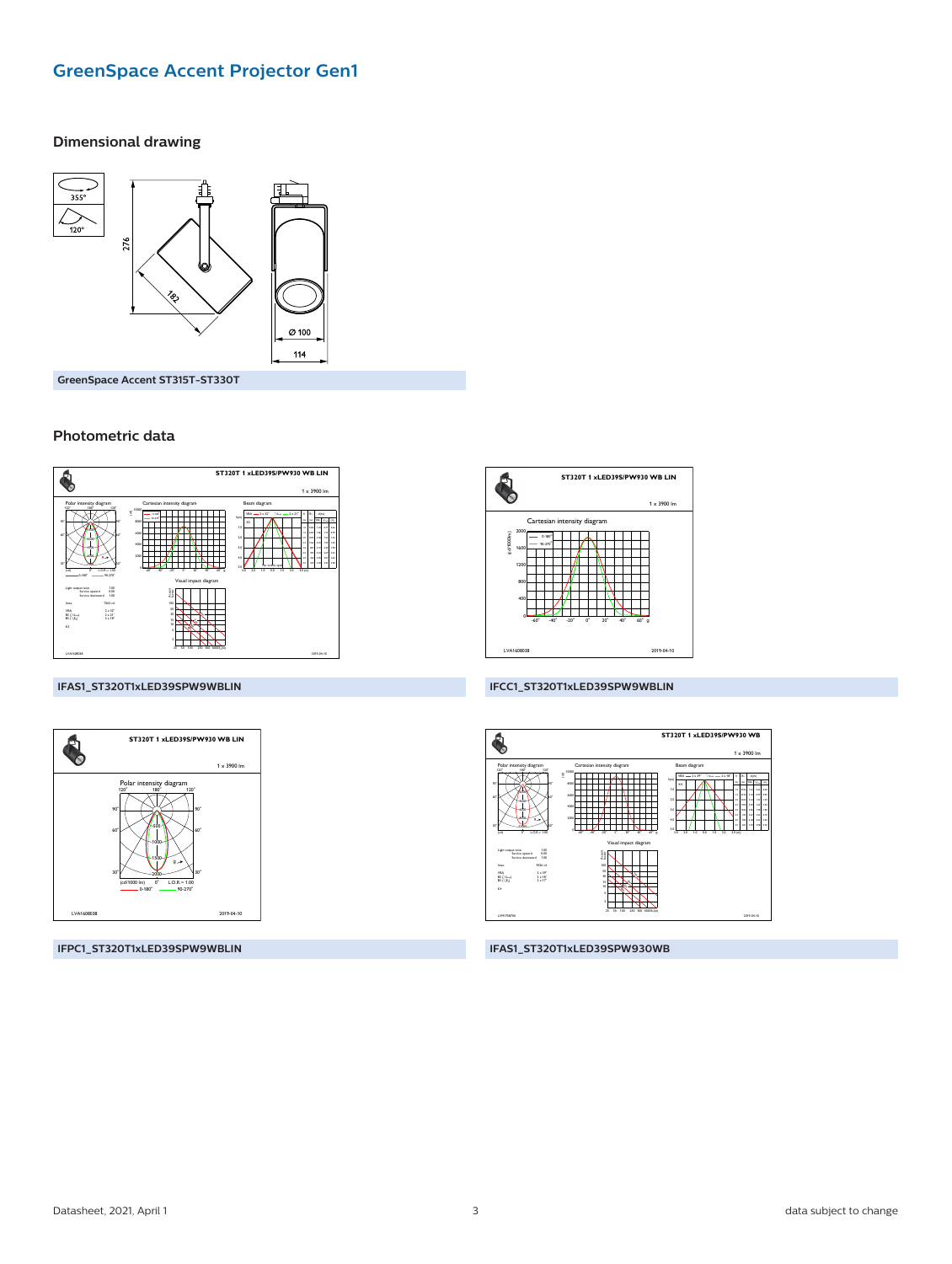# GreenSpace Accent Projector Gen1

## Dimensional drawing

GreenSpace Accent ST315T-ST330T

## Photometric data

IFAS1_ST320T1xLED39SPW9WBLIN

IFCC1_ST320T1xLED39SPW9WBLIN

IFPC1_ST320T1xLED39SPW9WBLIN

IFAS1_ST320T1xLED39SPW930WB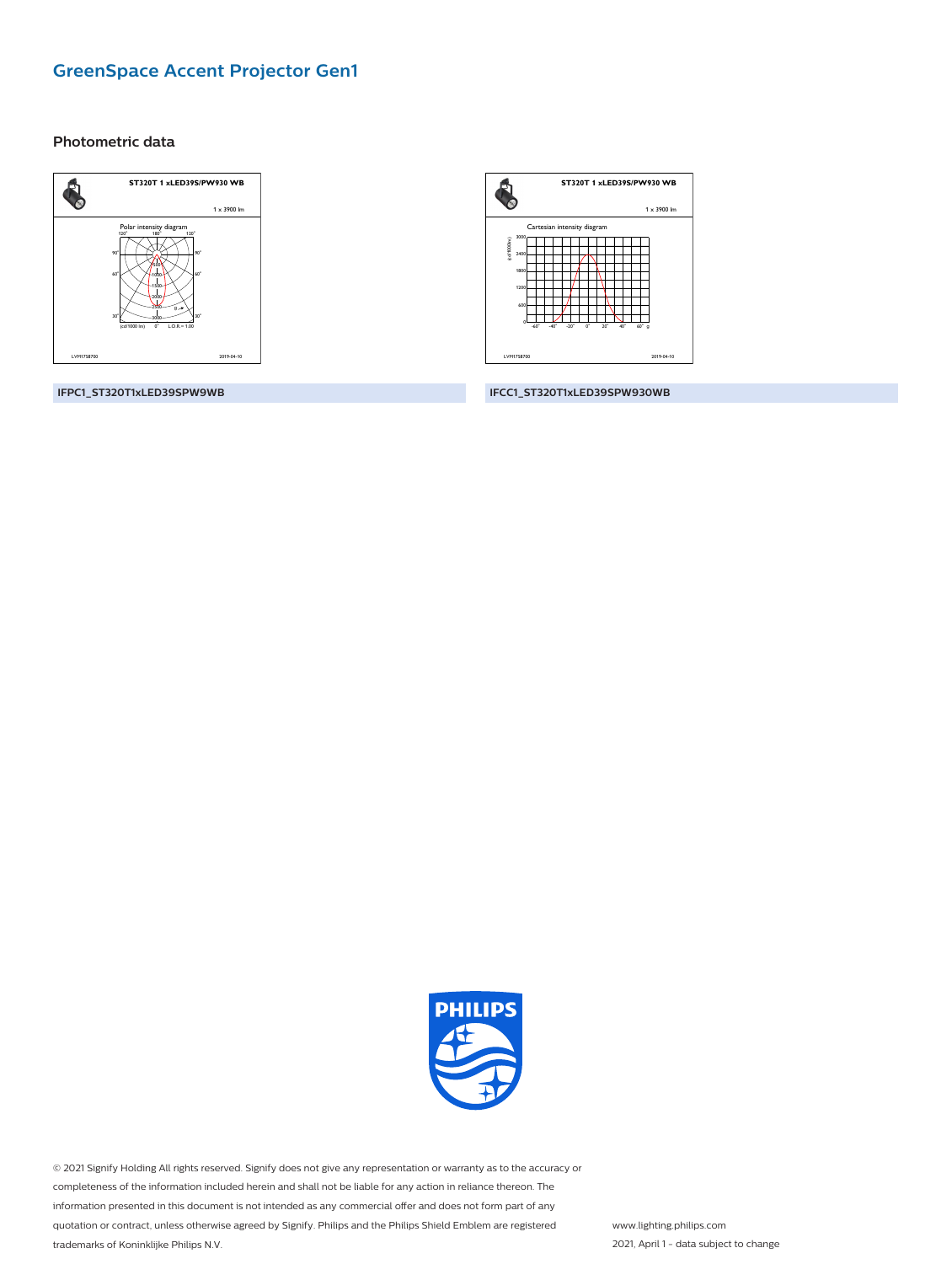## GreenSpace Accent Projector Gen1

### Photometric data

ST320T 1 xLED39S/PW930 WB

1 x 3900 lm

Polar intensity diagram

120° 180° 120°

90° 90°

60° 60°

30° 30°

500

1000

1500

2000

2500

3000

(cd/1000 lm) 0° L.O.R.= 1.00

LVM1758700 2019-04-10

IFPC1_ST320T1xLED39SPW9WB

ST320T 1 xLED39S/PW930 WB

1 x 3900 lm

Cartesian intensity diagram

(cd/1000lm)

3000

2400

1800

1200

600

0

-60° -40° -20° 0° 20° 40° 60° g

LVM1758700 2019-04-10

IFCC1_ST320T1xLED39SPW930WB

© 2021 Signify Holding All rights reserved. Signify does not give any representation or warranty as to the accuracy or completeness of the information included herein and shall not be liable for any action in reliance thereon. The information presented in this document is not intended as any commercial offer and does not form part of any quotation or contract, unless otherwise agreed by Signify. Philips and the Philips Shield Emblem are registered trademarks of Koninklijke Philips N.V.

www.lighting.philips.com

2021, April 1 - data subject to change